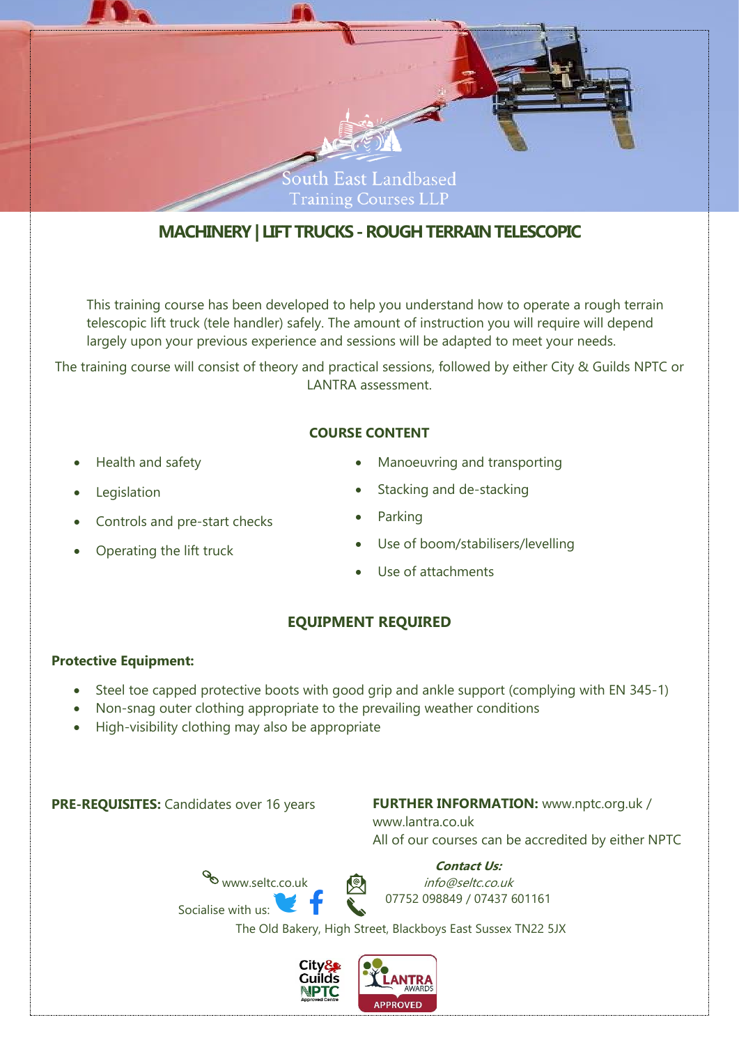South East Landbased Training Courses LLP

# MACHINERY | LIFT TRUCKS - ROUGH TERRAIN TELESCOPIC

This training course has been developed to help you understand how to operate a rough terrain telescopic lift truck (tele handler) safely. The amount of instruction you will require will depend largely upon your previous experience and sessions will be adapted to meet your needs.

The training course will consist of theory and practical sessions, followed by either City & Guilds NPTC or LANTRA assessment.

## COURSE CONTENT

- Health and safety
- Legislation
- Controls and pre-start checks
- Operating the lift truck
- Manoeuvring and transporting
- Stacking and de-stacking
- Parking
- Use of boom/stabilisers/levelling
- Use of attachments

## EQUIPMENT REQUIRED

**Protective Equipment:**

- Steel toe capped protective boots with good grip and ankle support (complying with EN 345-1)
- Non-snag outer clothing appropriate to the prevailing weather conditions
- High-visibility clothing may also be appropriate

**PRE-REQUISITES:** Candidates over 16 years

**FURTHER INFORMATION:** www.nptc.org.uk / www.lantra.co.uk
All of our courses can be accredited by either NPTC

www.seltc.co.uk

Socialise with us:

***Contact Us:***
*info@seltc.co.uk*
07752 098849 / 07437 601161

The Old Bakery, High Street, Blackboys East Sussex TN22 5JX

City & Guilds NPTC Approved Centre

LANTRA AWARDS APPROVED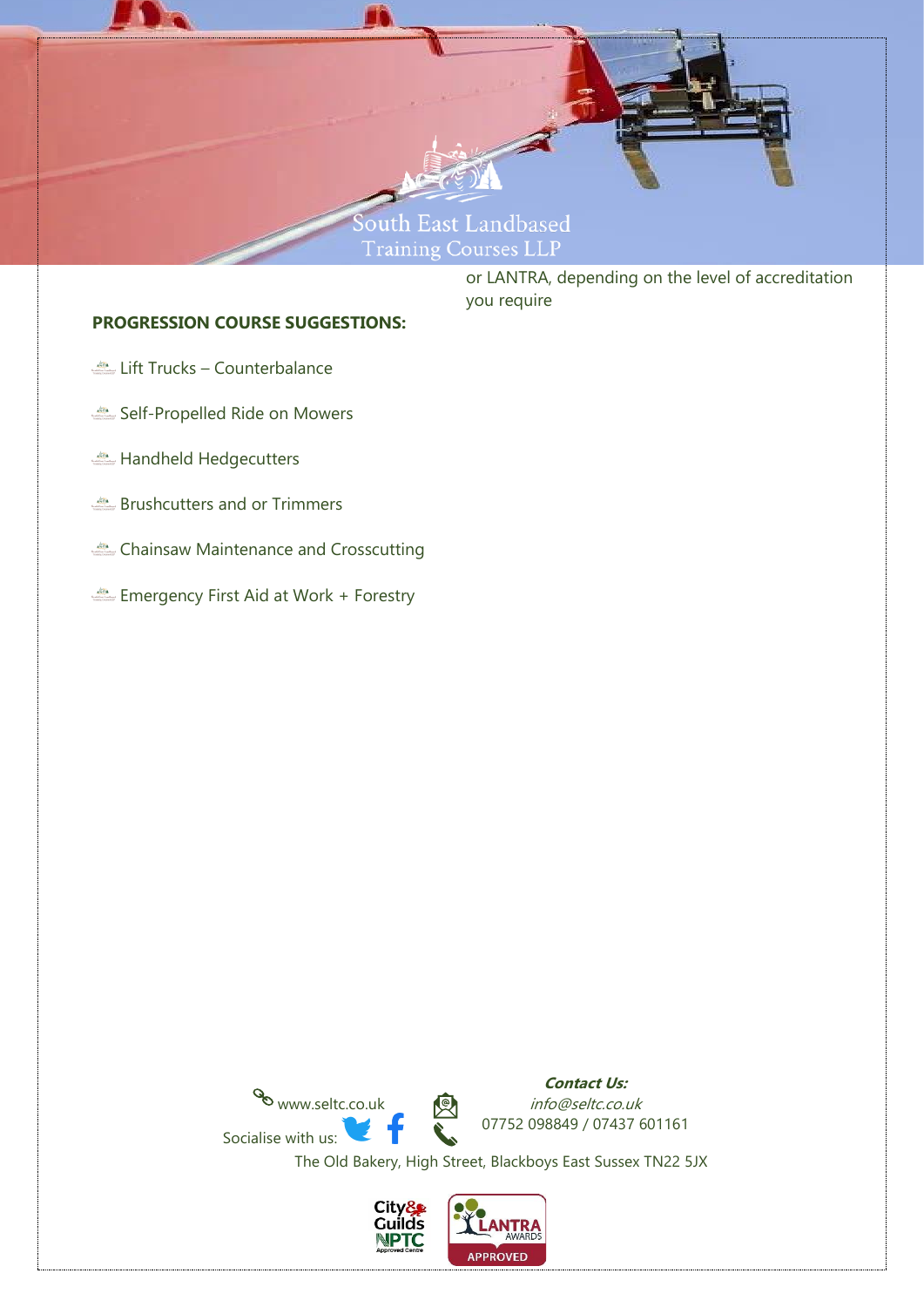or LANTRA, depending on the level of accreditation you require

**PROGRESSION COURSE SUGGESTIONS:**

- Lift Trucks – Counterbalance
- Self-Propelled Ride on Mowers
- Handheld Hedgecutters
- Brushcutters and or Trimmers
- Chainsaw Maintenance and Crosscutting
- Emergency First Aid at Work + Forestry

***Contact Us:***

www.seltc.co.uk

*info@seltc.co.uk*

07752 098849 / 07437 601161

Socialise with us:

The Old Bakery, High Street, Blackboys East Sussex TN22 5JX